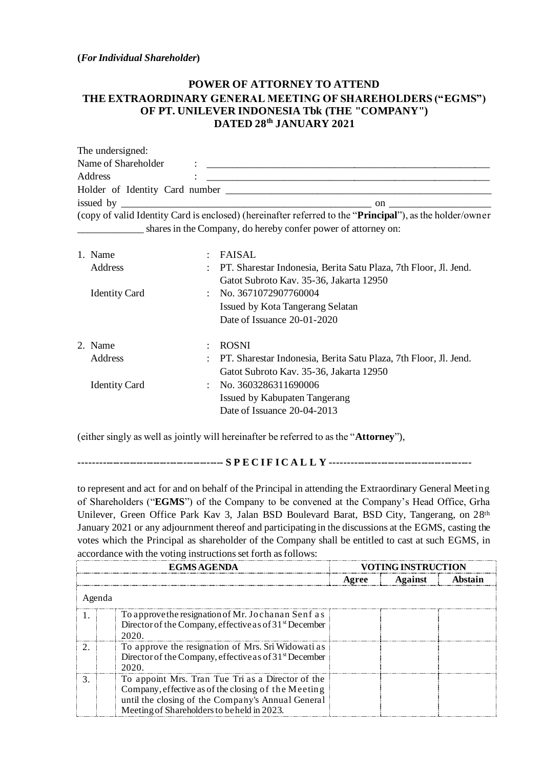**(*For Individual Shareholder*)**

# POWER OF ATTORNEY TO ATTEND THE EXTRAORDINARY GENERAL MEETING OF SHAREHOLDERS ("EGMS") OF PT. UNILEVER INDONESIA Tbk (THE "COMPANY") DATED 28th JANUARY 2021

The undersigned:

Name of Shareholder : ______________________________________________

Address : ______________________________________________

Holder of Identity Card number ______________________________________________

issued by ______________________________________________ on ____________________

(copy of valid Identity Card is enclosed) (hereinafter referred to the "**Principal**"), as the holder/owner _____________ shares in the Company, do hereby confer power of attorney on:

1. Name : FAISAL
   Address : PT. Sharestar Indonesia, Berita Satu Plaza, 7th Floor, Jl. Jend. Gatot Subroto Kav. 35-36, Jakarta 12950
   Identity Card : No. 3671072907760004
   Issued by Kota Tangerang Selatan
   Date of Issuance 20-01-2020

2. Name : ROSNI
   Address : PT. Sharestar Indonesia, Berita Satu Plaza, 7th Floor, Jl. Jend. Gatot Subroto Kav. 35-36, Jakarta 12950
   Identity Card : No. 3603286311690006
   Issued by Kabupaten Tangerang
   Date of Issuance 20-04-2013

(either singly as well as jointly will hereinafter be referred to as the "**Attorney**"),

--------------------------------------- **S P E C I F I C A L L Y** ---------------------------------------

to represent and act for and on behalf of the Principal in attending the Extraordinary General Meeting of Shareholders ("**EGMS**") of the Company to be convened at the Company's Head Office, Grha Unilever, Green Office Park Kav 3, Jalan BSD Boulevard Barat, BSD City, Tangerang, on 28th January 2021 or any adjournment thereof and participating in the discussions at the EGMS, casting the votes which the Principal as shareholder of the Company shall be entitled to cast at such EGMS, in accordance with the voting instructions set forth as follows:

| EGMS AGENDA | | | VOTING INSTRUCTION | | |
|---|---|---|---|---|---|
| | | | **Agree** | **Against** | **Abstain** |
| Agenda | | | | | |
| 1. | | To approve the resignation of Mr. Jochanan Senf as Director of the Company, effective as of 31st December 2020. | | | |
| 2. | | To approve the resignation of Mrs. Sri Widowati as Director of the Company, effective as of 31st December 2020. | | | |
| 3. | | To appoint Mrs. Tran Tue Tri as a Director of the Company, effective as of the closing of the Meeting until the closing of the Company's Annual General Meeting of Shareholders to be held in 2023. | | | |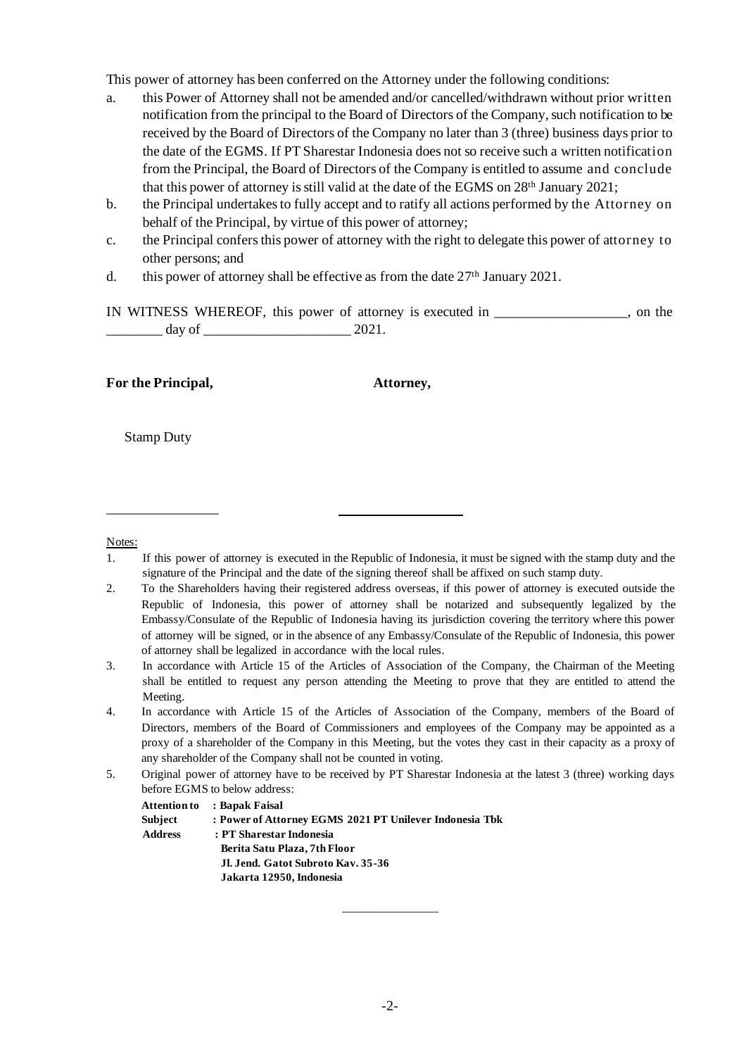This power of attorney has been conferred on the Attorney under the following conditions:

a. this Power of Attorney shall not be amended and/or cancelled/withdrawn without prior written notification from the principal to the Board of Directors of the Company, such notification to be received by the Board of Directors of the Company no later than 3 (three) business days prior to the date of the EGMS. If PT Sharestar Indonesia does not so receive such a written notification from the Principal, the Board of Directors of the Company is entitled to assume and conclude that this power of attorney is still valid at the date of the EGMS on 28th January 2021;
b. the Principal undertakes to fully accept and to ratify all actions performed by the Attorney on behalf of the Principal, by virtue of this power of attorney;
c. the Principal confers this power of attorney with the right to delegate this power of attorney to other persons; and
d. this power of attorney shall be effective as from the date 27th January 2021.

IN WITNESS WHEREOF, this power of attorney is executed in ___________________, on the ________ day of _____________________ 2021.

**For the Principal,** **Attorney,**

Stamp Duty

_________________ ___________________

Notes:

1. If this power of attorney is executed in the Republic of Indonesia, it must be signed with the stamp duty and the signature of the Principal and the date of the signing thereof shall be affixed on such stamp duty.
2. To the Shareholders having their registered address overseas, if this power of attorney is executed outside the Republic of Indonesia, this power of attorney shall be notarized and subsequently legalized by the Embassy/Consulate of the Republic of Indonesia having its jurisdiction covering the territory where this power of attorney will be signed, or in the absence of any Embassy/Consulate of the Republic of Indonesia, this power of attorney shall be legalized in accordance with the local rules.
3. In accordance with Article 15 of the Articles of Association of the Company, the Chairman of the Meeting shall be entitled to request any person attending the Meeting to prove that they are entitled to attend the Meeting.
4. In accordance with Article 15 of the Articles of Association of the Company, members of the Board of Directors, members of the Board of Commissioners and employees of the Company may be appointed as a proxy of a shareholder of the Company in this Meeting, but the votes they cast in their capacity as a proxy of any shareholder of the Company shall not be counted in voting.
5. Original power of attorney have to be received by PT Sharestar Indonesia at the latest 3 (three) working days before EGMS to below address:

**Attention to : Bapak Faisal**
**Subject : Power of Attorney EGMS 2021 PT Unilever Indonesia Tbk**
**Address : PT Sharestar Indonesia**
**Berita Satu Plaza, 7th Floor**
**Jl. Jend. Gatot Subroto Kav. 35-36**
**Jakarta 12950, Indonesia**